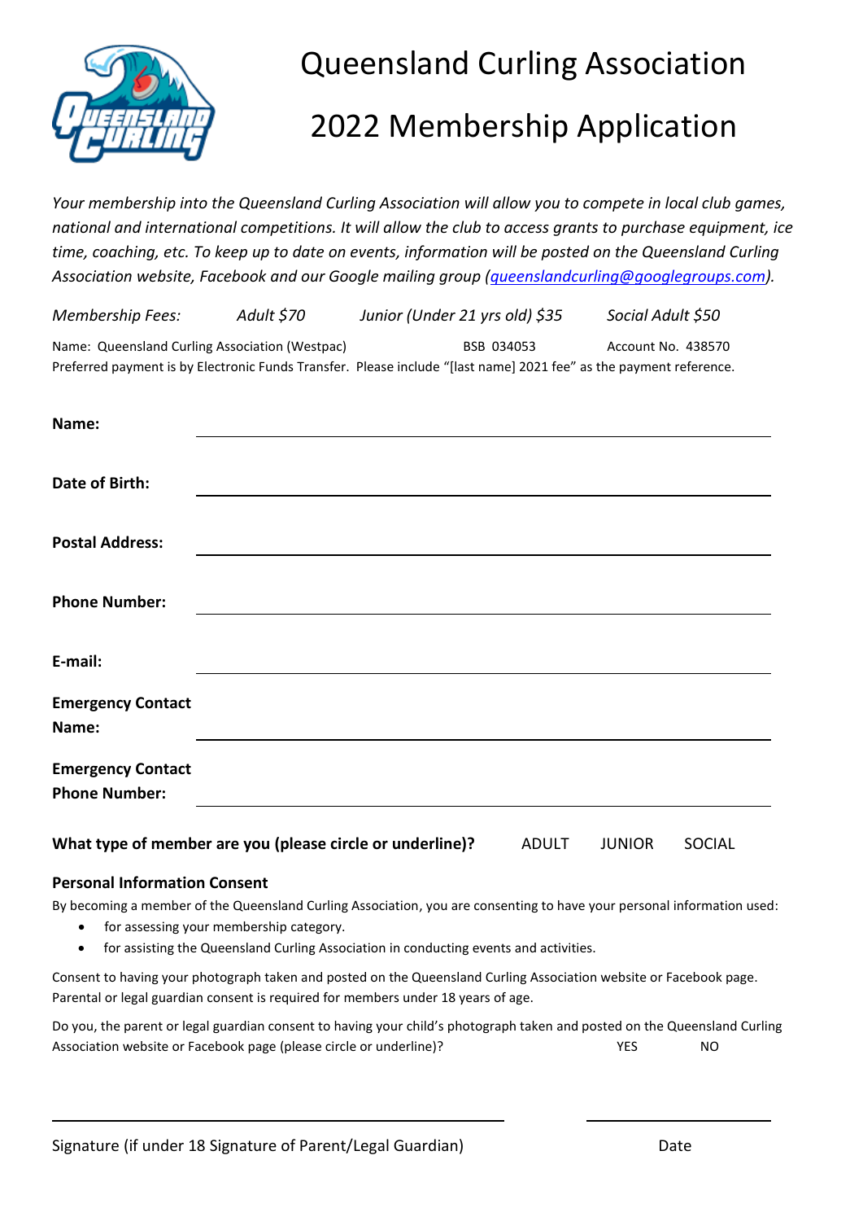# Queensland Curling Association

# 2022 Membership Application

*Your membership into the Queensland Curling Association will allow you to compete in local club games, national and international competitions. It will allow the club to access grants to purchase equipment, ice time, coaching, etc. To keep up to date on events, information will be posted on the Queensland Curling Association website, Facebook and our Google mailing group (queenslandcurling@googlegroups.com).*

*Membership Fees:* *Adult $70* *Junior (Under 21 yrs old) $35* *Social Adult $50*

Name: Queensland Curling Association (Westpac) BSB 034053 Account No. 438570

Preferred payment is by Electronic Funds Transfer. Please include "[last name] 2021 fee" as the payment reference.

**Name:** ______________________________

**Date of Birth:** ______________________________

**Postal Address:** ______________________________

**Phone Number:** ______________________________

**E-mail:** ______________________________

**Emergency Contact Name:** ______________________________

**Emergency Contact Phone Number:** ______________________________

**What type of member are you (please circle or underline)?** ADULT JUNIOR SOCIAL

**Personal Information Consent**

By becoming a member of the Queensland Curling Association, you are consenting to have your personal information used:

- for assessing your membership category.
- for assisting the Queensland Curling Association in conducting events and activities.

Consent to having your photograph taken and posted on the Queensland Curling Association website or Facebook page. Parental or legal guardian consent is required for members under 18 years of age.

Do you, the parent or legal guardian consent to having your child's photograph taken and posted on the Queensland Curling Association website or Facebook page (please circle or underline)? YES NO

______________________________ ______________

Signature (if under 18 Signature of Parent/Legal Guardian) Date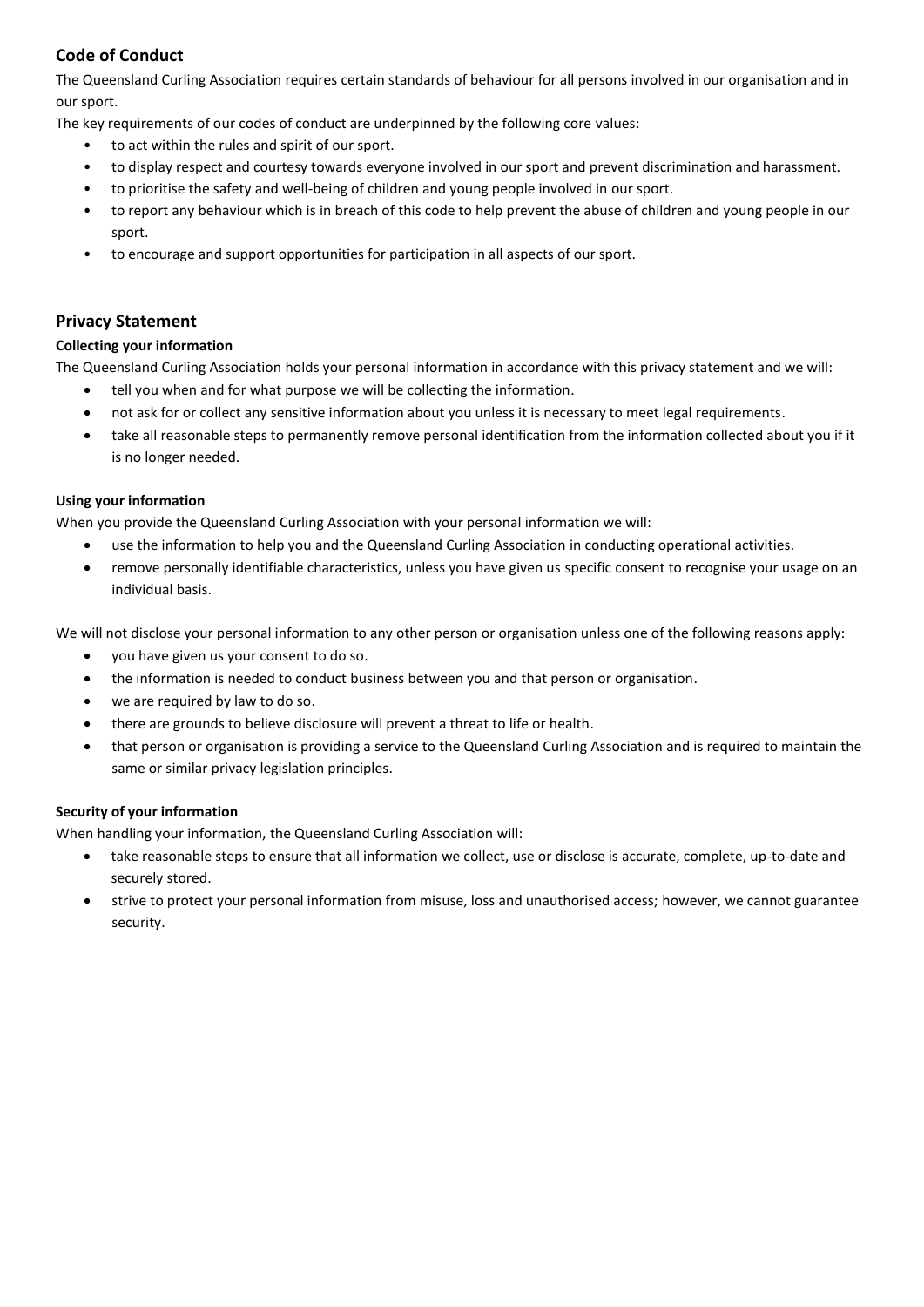## Code of Conduct

The Queensland Curling Association requires certain standards of behaviour for all persons involved in our organisation and in our sport.

The key requirements of our codes of conduct are underpinned by the following core values:

- to act within the rules and spirit of our sport.
- to display respect and courtesy towards everyone involved in our sport and prevent discrimination and harassment.
- to prioritise the safety and well-being of children and young people involved in our sport.
- to report any behaviour which is in breach of this code to help prevent the abuse of children and young people in our sport.
- to encourage and support opportunities for participation in all aspects of our sport.

## Privacy Statement

### Collecting your information

The Queensland Curling Association holds your personal information in accordance with this privacy statement and we will:

- tell you when and for what purpose we will be collecting the information.
- not ask for or collect any sensitive information about you unless it is necessary to meet legal requirements.
- take all reasonable steps to permanently remove personal identification from the information collected about you if it is no longer needed.

### Using your information

When you provide the Queensland Curling Association with your personal information we will:

- use the information to help you and the Queensland Curling Association in conducting operational activities.
- remove personally identifiable characteristics, unless you have given us specific consent to recognise your usage on an individual basis.

We will not disclose your personal information to any other person or organisation unless one of the following reasons apply:

- you have given us your consent to do so.
- the information is needed to conduct business between you and that person or organisation.
- we are required by law to do so.
- there are grounds to believe disclosure will prevent a threat to life or health.
- that person or organisation is providing a service to the Queensland Curling Association and is required to maintain the same or similar privacy legislation principles.

### Security of your information

When handling your information, the Queensland Curling Association will:

- take reasonable steps to ensure that all information we collect, use or disclose is accurate, complete, up-to-date and securely stored.
- strive to protect your personal information from misuse, loss and unauthorised access; however, we cannot guarantee security.